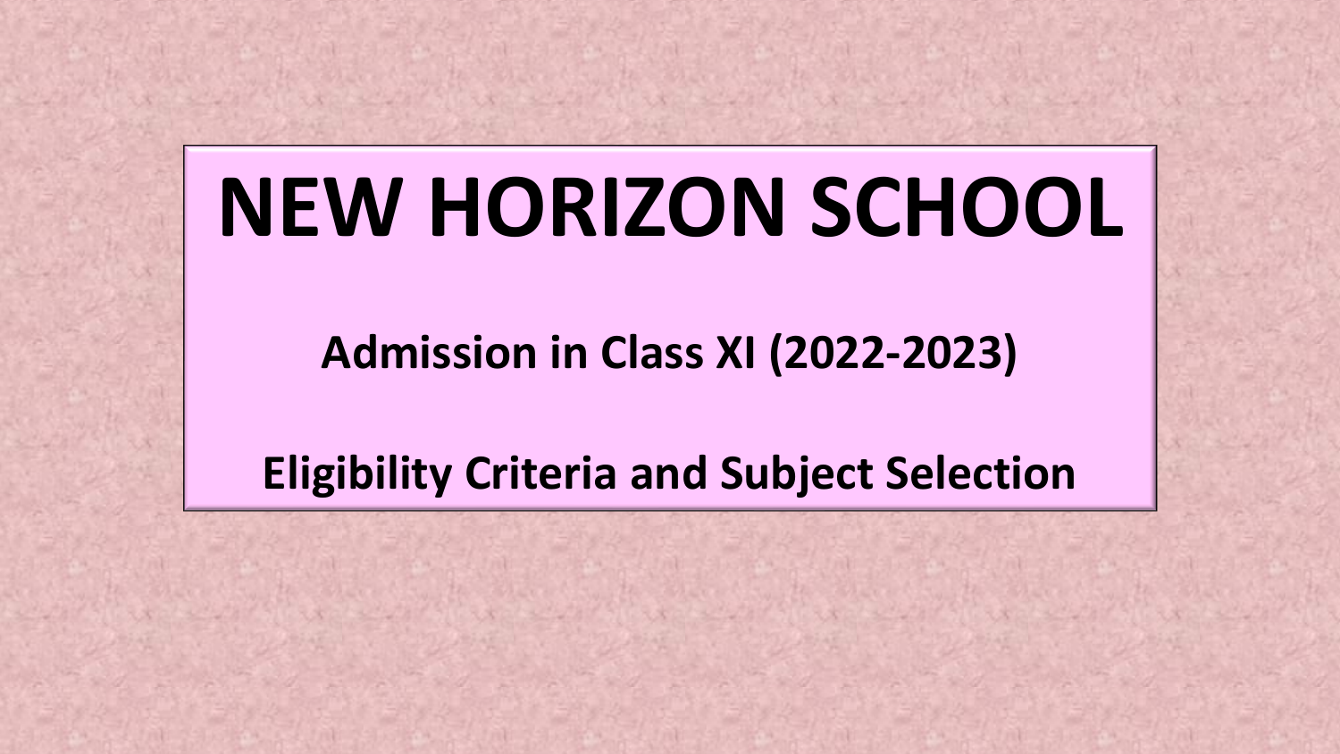# NEW HORIZON SCHOOL

**Admission in Class XI (2022-2023)**

**Eligibility Criteria and Subject Selection**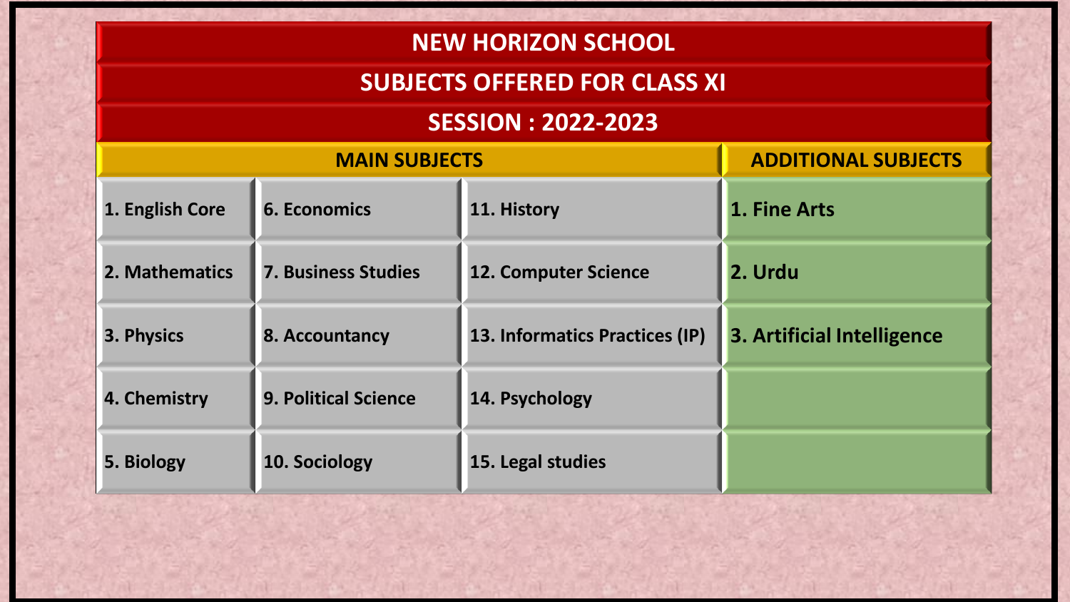# NEW HORIZON SCHOOL

## SUBJECTS OFFERED FOR CLASS XI

## SESSION : 2022-2023

| MAIN SUBJECTS | | | ADDITIONAL SUBJECTS |
|---|---|---|---|
| 1. English Core | 6. Economics | 11. History | 1. Fine Arts |
| 2. Mathematics | 7. Business Studies | 12. Computer Science | 2. Urdu |
| 3. Physics | 8. Accountancy | 13. Informatics Practices (IP) | 3. Artificial Intelligence |
| 4. Chemistry | 9. Political Science | 14. Psychology | |
| 5. Biology | 10. Sociology | 15. Legal studies | |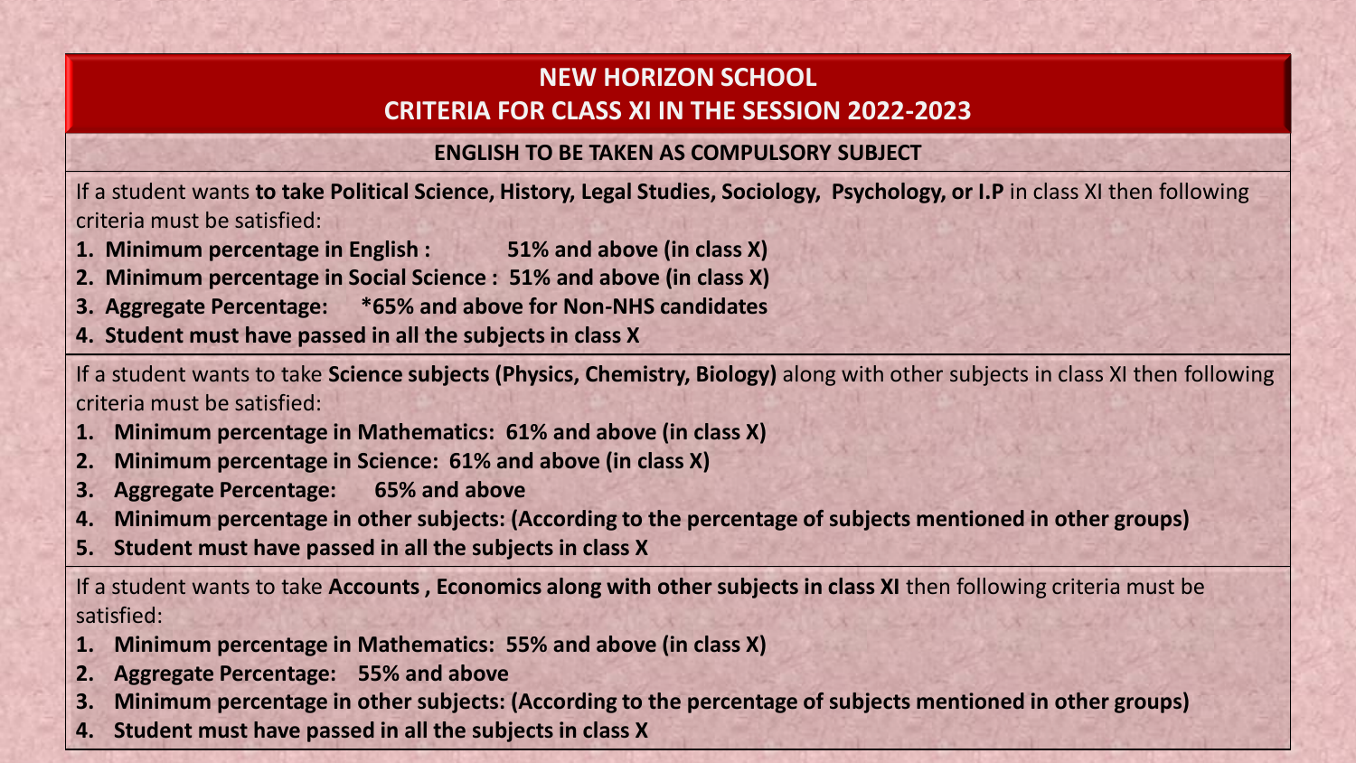# NEW HORIZON SCHOOL
## CRITERIA FOR CLASS XI IN THE SESSION 2022-2023

### ENGLISH TO BE TAKEN AS COMPULSORY SUBJECT

If a student wants **to take Political Science, History, Legal Studies, Sociology, Psychology, or I.P** in class XI then following criteria must be satisfied:

1. **Minimum percentage in English : 51% and above (in class X)**
2. **Minimum percentage in Social Science : 51% and above (in class X)**
3. **Aggregate Percentage: *65% and above for Non-NHS candidates**
4. **Student must have passed in all the subjects in class X**

If a student wants to take **Science subjects (Physics, Chemistry, Biology)** along with other subjects in class XI then following criteria must be satisfied:

1. **Minimum percentage in Mathematics: 61% and above (in class X)**
2. **Minimum percentage in Science: 61% and above (in class X)**
3. **Aggregate Percentage: 65% and above**
4. **Minimum percentage in other subjects: (According to the percentage of subjects mentioned in other groups)**
5. **Student must have passed in all the subjects in class X**

If a student wants to take **Accounts , Economics along with other subjects in class XI** then following criteria must be satisfied:

1. **Minimum percentage in Mathematics: 55% and above (in class X)**
2. **Aggregate Percentage: 55% and above**
3. **Minimum percentage in other subjects: (According to the percentage of subjects mentioned in other groups)**
4. **Student must have passed in all the subjects in class X**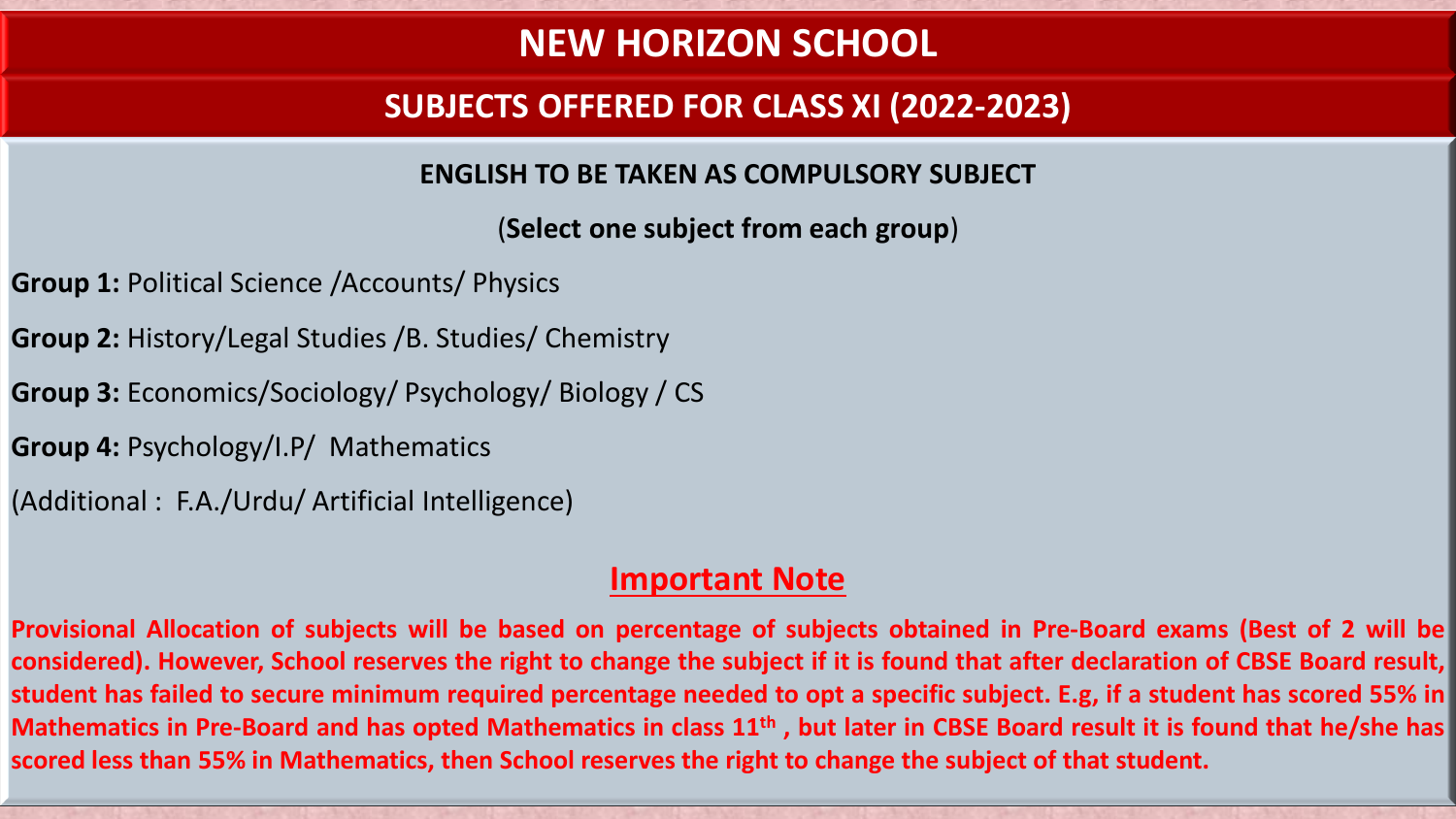# NEW HORIZON SCHOOL

## SUBJECTS OFFERED FOR CLASS XI (2022-2023)

**ENGLISH TO BE TAKEN AS COMPULSORY SUBJECT**

(**Select one subject from each group**)

**Group 1:** Political Science /Accounts/ Physics

**Group 2:** History/Legal Studies /B. Studies/ Chemistry

**Group 3:** Economics/Sociology/ Psychology/ Biology / CS

**Group 4:** Psychology/I.P/ Mathematics

(Additional : F.A./Urdu/ Artificial Intelligence)

## Important Note

**Provisional Allocation of subjects will be based on percentage of subjects obtained in Pre-Board exams (Best of 2 will be considered). However, School reserves the right to change the subject if it is found that after declaration of CBSE Board result, student has failed to secure minimum required percentage needed to opt a specific subject. E.g, if a student has scored 55% in Mathematics in Pre-Board and has opted Mathematics in class 11th , but later in CBSE Board result it is found that he/she has scored less than 55% in Mathematics, then School reserves the right to change the subject of that student.**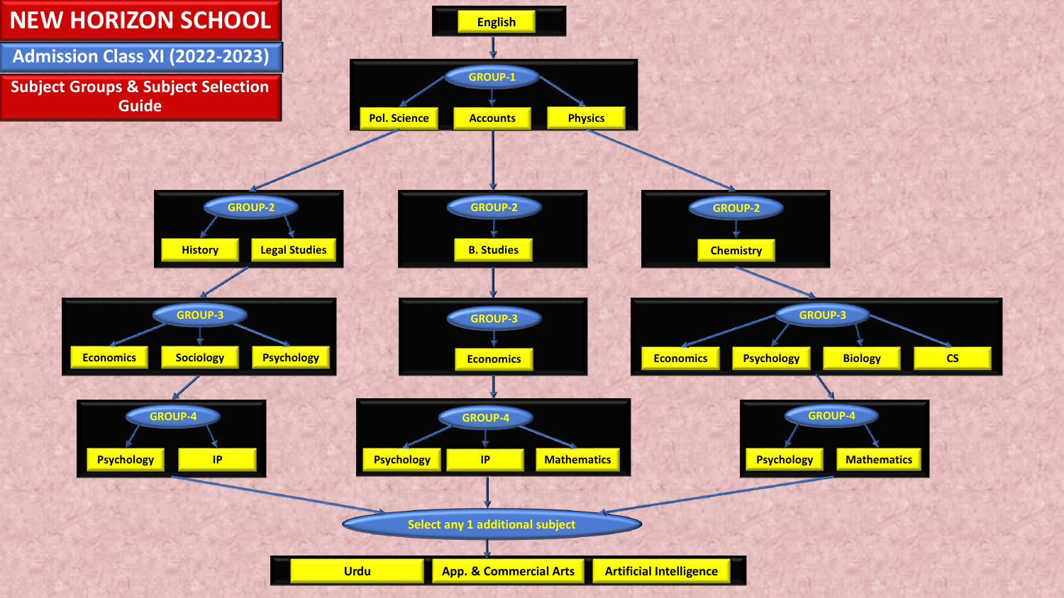# NEW HORIZON SCHOOL

## Admission Class XI (2022-2023)

## Subject Groups & Subject Selection Guide

English

GROUP-1

Pol. Science

Accounts

Physics

GROUP-2

History

Legal Studies

GROUP-2

B. Studies

GROUP-2

Chemistry

GROUP-3

Economics

Sociology

Psychology

GROUP-3

Economics

GROUP-3

Economics

Psychology

Biology

CS

GROUP-4

Psychology

IP

GROUP-4

Psychology

IP

Mathematics

GROUP-4

Psychology

Mathematics

Select any 1 additional subject

Urdu

App. & Commercial Arts

Artificial Intelligence